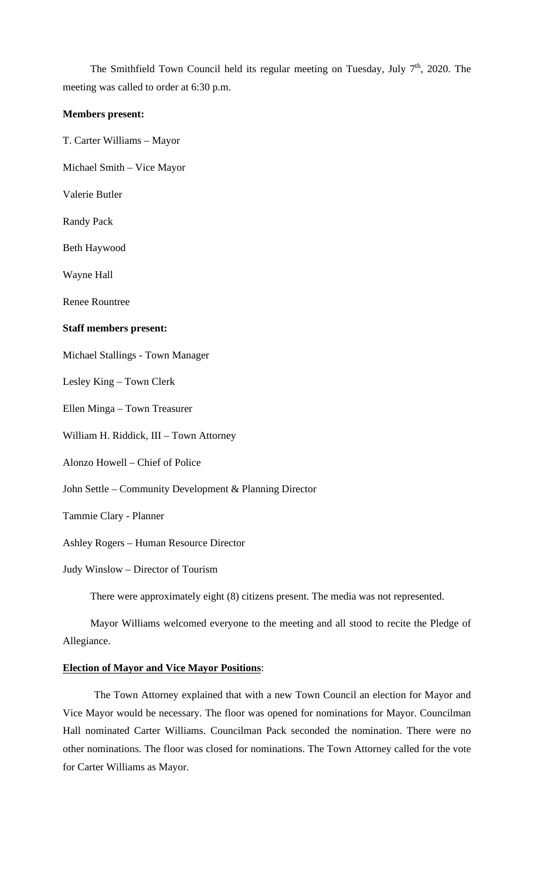The Smithfield Town Council held its regular meeting on Tuesday, July 7th, 2020. The meeting was called to order at 6:30 p.m.

**Members present:**

T. Carter Williams – Mayor

Michael Smith – Vice Mayor

Valerie Butler

Randy Pack

Beth Haywood

Wayne Hall

Renee Rountree

**Staff members present:**

Michael Stallings - Town Manager

Lesley King – Town Clerk

Ellen Minga – Town Treasurer

William H. Riddick, III – Town Attorney

Alonzo Howell – Chief of Police

John Settle – Community Development & Planning Director

Tammie Clary - Planner

Ashley Rogers – Human Resource Director

Judy Winslow – Director of Tourism

There were approximately eight (8) citizens present. The media was not represented.

Mayor Williams welcomed everyone to the meeting and all stood to recite the Pledge of Allegiance.

**Election of Mayor and Vice Mayor Positions**:

The Town Attorney explained that with a new Town Council an election for Mayor and Vice Mayor would be necessary. The floor was opened for nominations for Mayor. Councilman Hall nominated Carter Williams. Councilman Pack seconded the nomination. There were no other nominations. The floor was closed for nominations. The Town Attorney called for the vote for Carter Williams as Mayor.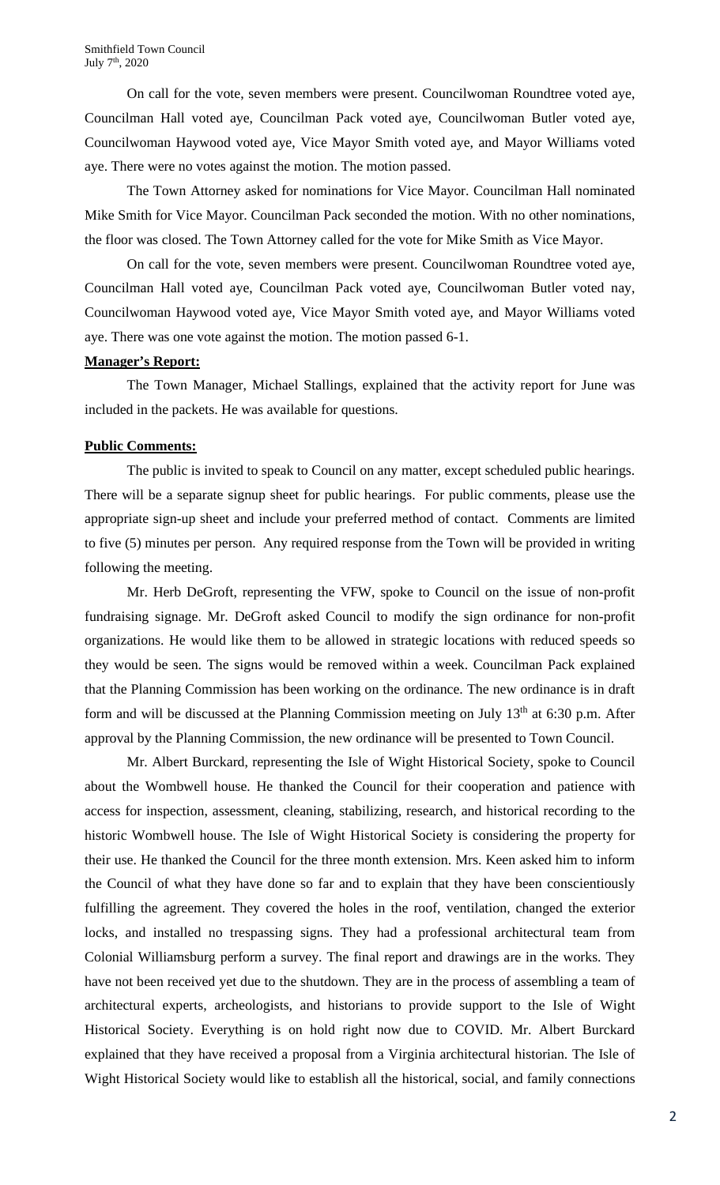On call for the vote, seven members were present. Councilwoman Roundtree voted aye, Councilman Hall voted aye, Councilman Pack voted aye, Councilwoman Butler voted aye, Councilwoman Haywood voted aye, Vice Mayor Smith voted aye, and Mayor Williams voted aye. There were no votes against the motion. The motion passed.

The Town Attorney asked for nominations for Vice Mayor. Councilman Hall nominated Mike Smith for Vice Mayor. Councilman Pack seconded the motion. With no other nominations, the floor was closed. The Town Attorney called for the vote for Mike Smith as Vice Mayor.

On call for the vote, seven members were present. Councilwoman Roundtree voted aye, Councilman Hall voted aye, Councilman Pack voted aye, Councilwoman Butler voted nay, Councilwoman Haywood voted aye, Vice Mayor Smith voted aye, and Mayor Williams voted aye. There was one vote against the motion. The motion passed 6-1.

**Manager's Report:**

The Town Manager, Michael Stallings, explained that the activity report for June was included in the packets. He was available for questions.

**Public Comments:**

The public is invited to speak to Council on any matter, except scheduled public hearings. There will be a separate signup sheet for public hearings. For public comments, please use the appropriate sign-up sheet and include your preferred method of contact. Comments are limited to five (5) minutes per person. Any required response from the Town will be provided in writing following the meeting.

Mr. Herb DeGroft, representing the VFW, spoke to Council on the issue of non-profit fundraising signage. Mr. DeGroft asked Council to modify the sign ordinance for non-profit organizations. He would like them to be allowed in strategic locations with reduced speeds so they would be seen. The signs would be removed within a week. Councilman Pack explained that the Planning Commission has been working on the ordinance. The new ordinance is in draft form and will be discussed at the Planning Commission meeting on July 13th at 6:30 p.m. After approval by the Planning Commission, the new ordinance will be presented to Town Council.

Mr. Albert Burckard, representing the Isle of Wight Historical Society, spoke to Council about the Wombwell house. He thanked the Council for their cooperation and patience with access for inspection, assessment, cleaning, stabilizing, research, and historical recording to the historic Wombwell house. The Isle of Wight Historical Society is considering the property for their use. He thanked the Council for the three month extension. Mrs. Keen asked him to inform the Council of what they have done so far and to explain that they have been conscientiously fulfilling the agreement. They covered the holes in the roof, ventilation, changed the exterior locks, and installed no trespassing signs. They had a professional architectural team from Colonial Williamsburg perform a survey. The final report and drawings are in the works. They have not been received yet due to the shutdown. They are in the process of assembling a team of architectural experts, archeologists, and historians to provide support to the Isle of Wight Historical Society. Everything is on hold right now due to COVID. Mr. Albert Burckard explained that they have received a proposal from a Virginia architectural historian. The Isle of Wight Historical Society would like to establish all the historical, social, and family connections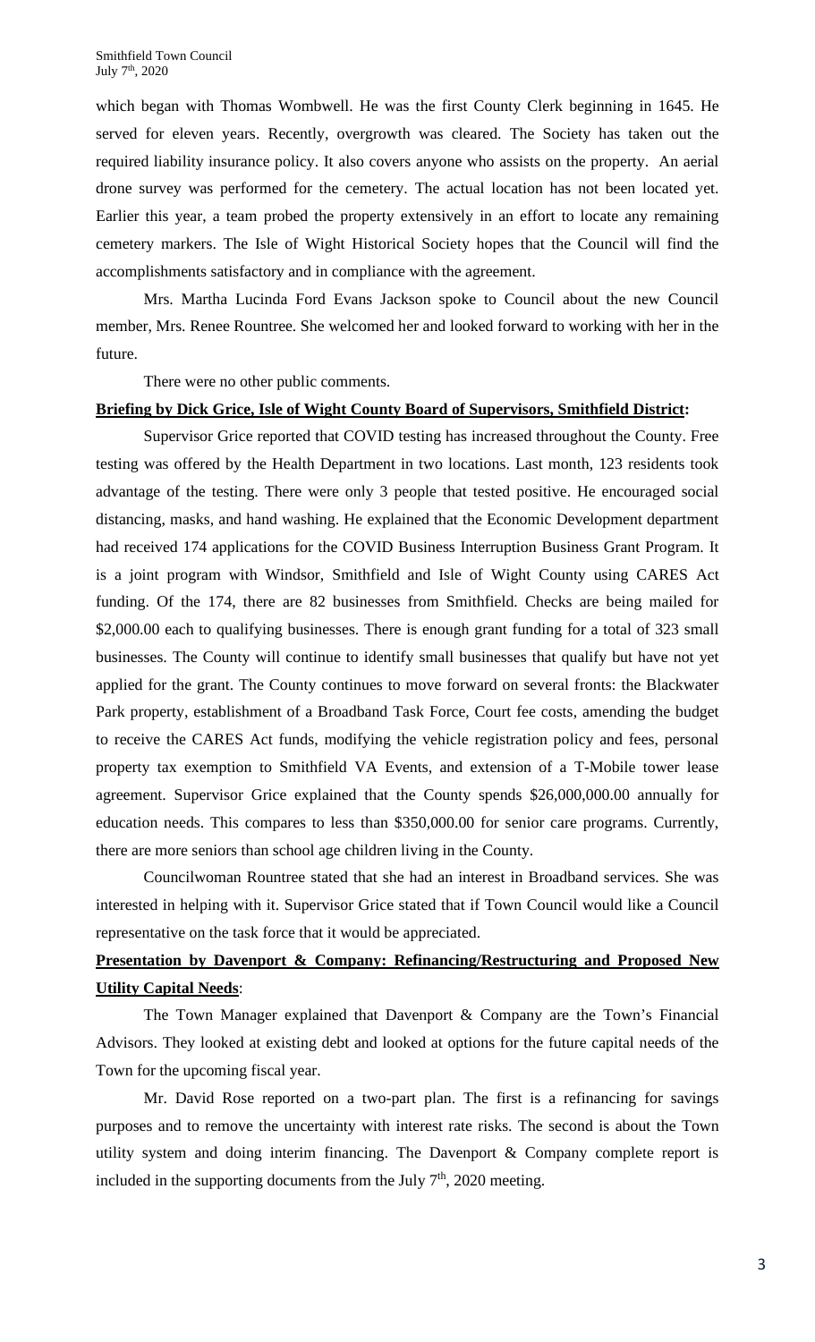which began with Thomas Wombwell. He was the first County Clerk beginning in 1645. He served for eleven years. Recently, overgrowth was cleared. The Society has taken out the required liability insurance policy. It also covers anyone who assists on the property. An aerial drone survey was performed for the cemetery. The actual location has not been located yet. Earlier this year, a team probed the property extensively in an effort to locate any remaining cemetery markers. The Isle of Wight Historical Society hopes that the Council will find the accomplishments satisfactory and in compliance with the agreement.

Mrs. Martha Lucinda Ford Evans Jackson spoke to Council about the new Council member, Mrs. Renee Rountree. She welcomed her and looked forward to working with her in the future.

There were no other public comments.

**Briefing by Dick Grice, Isle of Wight County Board of Supervisors, Smithfield District:**

Supervisor Grice reported that COVID testing has increased throughout the County. Free testing was offered by the Health Department in two locations. Last month, 123 residents took advantage of the testing. There were only 3 people that tested positive. He encouraged social distancing, masks, and hand washing. He explained that the Economic Development department had received 174 applications for the COVID Business Interruption Business Grant Program. It is a joint program with Windsor, Smithfield and Isle of Wight County using CARES Act funding. Of the 174, there are 82 businesses from Smithfield. Checks are being mailed for $2,000.00 each to qualifying businesses. There is enough grant funding for a total of 323 small businesses. The County will continue to identify small businesses that qualify but have not yet applied for the grant. The County continues to move forward on several fronts: the Blackwater Park property, establishment of a Broadband Task Force, Court fee costs, amending the budget to receive the CARES Act funds, modifying the vehicle registration policy and fees, personal property tax exemption to Smithfield VA Events, and extension of a T-Mobile tower lease agreement. Supervisor Grice explained that the County spends $26,000,000.00 annually for education needs. This compares to less than $350,000.00 for senior care programs. Currently, there are more seniors than school age children living in the County.

Councilwoman Rountree stated that she had an interest in Broadband services. She was interested in helping with it. Supervisor Grice stated that if Town Council would like a Council representative on the task force that it would be appreciated.

**Presentation by Davenport & Company: Refinancing/Restructuring and Proposed New Utility Capital Needs:**

The Town Manager explained that Davenport & Company are the Town's Financial Advisors. They looked at existing debt and looked at options for the future capital needs of the Town for the upcoming fiscal year.

Mr. David Rose reported on a two-part plan. The first is a refinancing for savings purposes and to remove the uncertainty with interest rate risks. The second is about the Town utility system and doing interim financing. The Davenport & Company complete report is included in the supporting documents from the July 7th, 2020 meeting.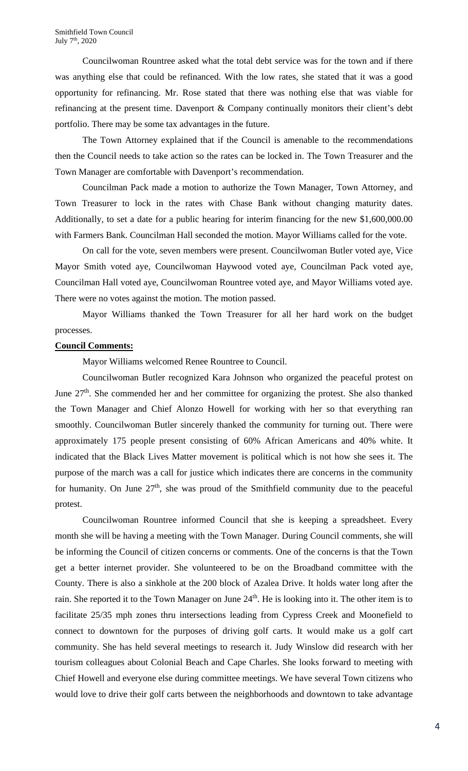Councilwoman Rountree asked what the total debt service was for the town and if there was anything else that could be refinanced. With the low rates, she stated that it was a good opportunity for refinancing. Mr. Rose stated that there was nothing else that was viable for refinancing at the present time. Davenport & Company continually monitors their client's debt portfolio. There may be some tax advantages in the future.

The Town Attorney explained that if the Council is amenable to the recommendations then the Council needs to take action so the rates can be locked in. The Town Treasurer and the Town Manager are comfortable with Davenport's recommendation.

Councilman Pack made a motion to authorize the Town Manager, Town Attorney, and Town Treasurer to lock in the rates with Chase Bank without changing maturity dates. Additionally, to set a date for a public hearing for interim financing for the new $1,600,000.00 with Farmers Bank. Councilman Hall seconded the motion. Mayor Williams called for the vote.

On call for the vote, seven members were present. Councilwoman Butler voted aye, Vice Mayor Smith voted aye, Councilwoman Haywood voted aye, Councilman Pack voted aye, Councilman Hall voted aye, Councilwoman Rountree voted aye, and Mayor Williams voted aye. There were no votes against the motion. The motion passed.

Mayor Williams thanked the Town Treasurer for all her hard work on the budget processes.

**Council Comments:**

Mayor Williams welcomed Renee Rountree to Council.

Councilwoman Butler recognized Kara Johnson who organized the peaceful protest on June 27th. She commended her and her committee for organizing the protest. She also thanked the Town Manager and Chief Alonzo Howell for working with her so that everything ran smoothly. Councilwoman Butler sincerely thanked the community for turning out. There were approximately 175 people present consisting of 60% African Americans and 40% white. It indicated that the Black Lives Matter movement is political which is not how she sees it. The purpose of the march was a call for justice which indicates there are concerns in the community for humanity. On June 27th, she was proud of the Smithfield community due to the peaceful protest.

Councilwoman Rountree informed Council that she is keeping a spreadsheet. Every month she will be having a meeting with the Town Manager. During Council comments, she will be informing the Council of citizen concerns or comments. One of the concerns is that the Town get a better internet provider. She volunteered to be on the Broadband committee with the County. There is also a sinkhole at the 200 block of Azalea Drive. It holds water long after the rain. She reported it to the Town Manager on June 24th. He is looking into it. The other item is to facilitate 25/35 mph zones thru intersections leading from Cypress Creek and Moonefield to connect to downtown for the purposes of driving golf carts. It would make us a golf cart community. She has held several meetings to research it. Judy Winslow did research with her tourism colleagues about Colonial Beach and Cape Charles. She looks forward to meeting with Chief Howell and everyone else during committee meetings. We have several Town citizens who would love to drive their golf carts between the neighborhoods and downtown to take advantage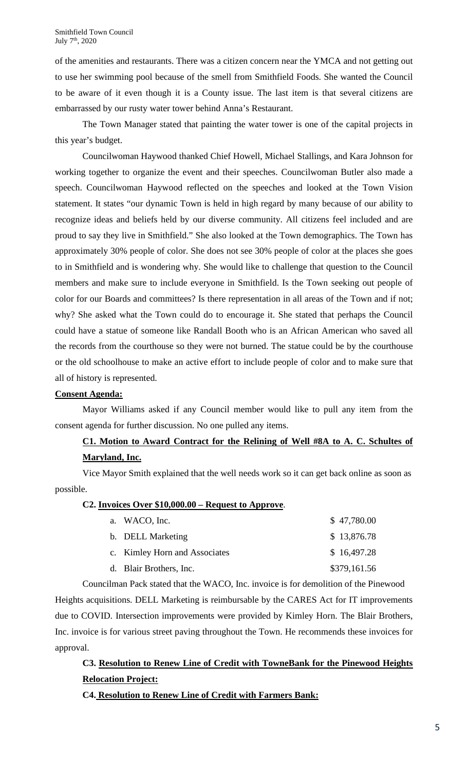of the amenities and restaurants. There was a citizen concern near the YMCA and not getting out to use her swimming pool because of the smell from Smithfield Foods. She wanted the Council to be aware of it even though it is a County issue. The last item is that several citizens are embarrassed by our rusty water tower behind Anna's Restaurant.

The Town Manager stated that painting the water tower is one of the capital projects in this year's budget.

Councilwoman Haywood thanked Chief Howell, Michael Stallings, and Kara Johnson for working together to organize the event and their speeches. Councilwoman Butler also made a speech. Councilwoman Haywood reflected on the speeches and looked at the Town Vision statement. It states "our dynamic Town is held in high regard by many because of our ability to recognize ideas and beliefs held by our diverse community. All citizens feel included and are proud to say they live in Smithfield." She also looked at the Town demographics. The Town has approximately 30% people of color. She does not see 30% people of color at the places she goes to in Smithfield and is wondering why. She would like to challenge that question to the Council members and make sure to include everyone in Smithfield. Is the Town seeking out people of color for our Boards and committees? Is there representation in all areas of the Town and if not; why? She asked what the Town could do to encourage it. She stated that perhaps the Council could have a statue of someone like Randall Booth who is an African American who saved all the records from the courthouse so they were not burned. The statue could be by the courthouse or the old schoolhouse to make an active effort to include people of color and to make sure that all of history is represented.

**Consent Agenda:**

Mayor Williams asked if any Council member would like to pull any item from the consent agenda for further discussion. No one pulled any items.

**C1. Motion to Award Contract for the Relining of Well #8A to A. C. Schultes of Maryland, Inc.**

Vice Mayor Smith explained that the well needs work so it can get back online as soon as possible.

**C2. Invoices Over $10,000.00 – Request to Approve.**

| | |
|---|---|
| a. WACO, Inc. | $ 47,780.00 |
| b. DELL Marketing | $ 13,876.78 |
| c. Kimley Horn and Associates | $ 16,497.28 |
| d. Blair Brothers, Inc. | $379,161.56 |

Councilman Pack stated that the WACO, Inc. invoice is for demolition of the Pinewood Heights acquisitions. DELL Marketing is reimbursable by the CARES Act for IT improvements due to COVID. Intersection improvements were provided by Kimley Horn. The Blair Brothers, Inc. invoice is for various street paving throughout the Town. He recommends these invoices for approval.

**C3. Resolution to Renew Line of Credit with TowneBank for the Pinewood Heights Relocation Project:**

**C4. Resolution to Renew Line of Credit with Farmers Bank:**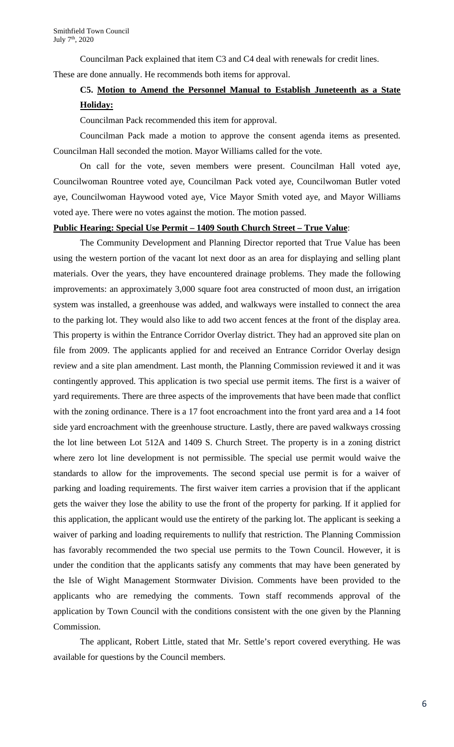Councilman Pack explained that item C3 and C4 deal with renewals for credit lines. These are done annually. He recommends both items for approval.

**C5. Motion to Amend the Personnel Manual to Establish Juneteenth as a State Holiday:**

Councilman Pack recommended this item for approval.

Councilman Pack made a motion to approve the consent agenda items as presented. Councilman Hall seconded the motion. Mayor Williams called for the vote.

On call for the vote, seven members were present. Councilman Hall voted aye, Councilwoman Rountree voted aye, Councilman Pack voted aye, Councilwoman Butler voted aye, Councilwoman Haywood voted aye, Vice Mayor Smith voted aye, and Mayor Williams voted aye. There were no votes against the motion. The motion passed.

**Public Hearing: Special Use Permit – 1409 South Church Street – True Value**:

The Community Development and Planning Director reported that True Value has been using the western portion of the vacant lot next door as an area for displaying and selling plant materials. Over the years, they have encountered drainage problems. They made the following improvements: an approximately 3,000 square foot area constructed of moon dust, an irrigation system was installed, a greenhouse was added, and walkways were installed to connect the area to the parking lot. They would also like to add two accent fences at the front of the display area. This property is within the Entrance Corridor Overlay district. They had an approved site plan on file from 2009. The applicants applied for and received an Entrance Corridor Overlay design review and a site plan amendment. Last month, the Planning Commission reviewed it and it was contingently approved. This application is two special use permit items. The first is a waiver of yard requirements. There are three aspects of the improvements that have been made that conflict with the zoning ordinance. There is a 17 foot encroachment into the front yard area and a 14 foot side yard encroachment with the greenhouse structure. Lastly, there are paved walkways crossing the lot line between Lot 512A and 1409 S. Church Street. The property is in a zoning district where zero lot line development is not permissible. The special use permit would waive the standards to allow for the improvements. The second special use permit is for a waiver of parking and loading requirements. The first waiver item carries a provision that if the applicant gets the waiver they lose the ability to use the front of the property for parking. If it applied for this application, the applicant would use the entirety of the parking lot. The applicant is seeking a waiver of parking and loading requirements to nullify that restriction. The Planning Commission has favorably recommended the two special use permits to the Town Council. However, it is under the condition that the applicants satisfy any comments that may have been generated by the Isle of Wight Management Stormwater Division. Comments have been provided to the applicants who are remedying the comments. Town staff recommends approval of the application by Town Council with the conditions consistent with the one given by the Planning Commission.

The applicant, Robert Little, stated that Mr. Settle's report covered everything. He was available for questions by the Council members.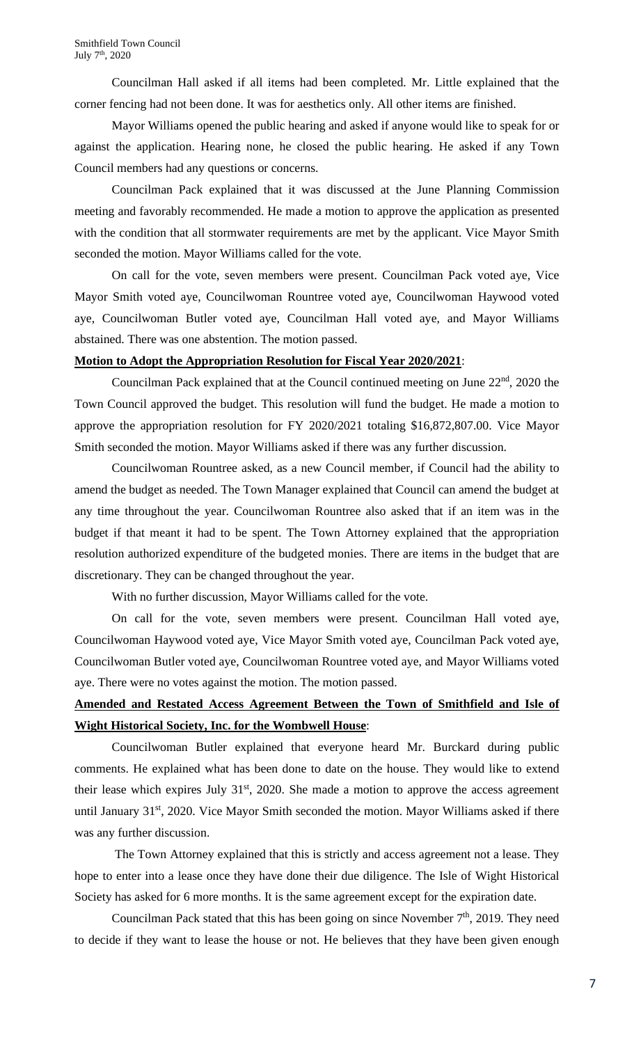Councilman Hall asked if all items had been completed. Mr. Little explained that the corner fencing had not been done. It was for aesthetics only. All other items are finished.

Mayor Williams opened the public hearing and asked if anyone would like to speak for or against the application. Hearing none, he closed the public hearing. He asked if any Town Council members had any questions or concerns.

Councilman Pack explained that it was discussed at the June Planning Commission meeting and favorably recommended. He made a motion to approve the application as presented with the condition that all stormwater requirements are met by the applicant. Vice Mayor Smith seconded the motion. Mayor Williams called for the vote.

On call for the vote, seven members were present. Councilman Pack voted aye, Vice Mayor Smith voted aye, Councilwoman Rountree voted aye, Councilwoman Haywood voted aye, Councilwoman Butler voted aye, Councilman Hall voted aye, and Mayor Williams abstained. There was one abstention. The motion passed.

**Motion to Adopt the Appropriation Resolution for Fiscal Year 2020/2021**:

Councilman Pack explained that at the Council continued meeting on June 22nd, 2020 the Town Council approved the budget. This resolution will fund the budget. He made a motion to approve the appropriation resolution for FY 2020/2021 totaling $16,872,807.00. Vice Mayor Smith seconded the motion. Mayor Williams asked if there was any further discussion.

Councilwoman Rountree asked, as a new Council member, if Council had the ability to amend the budget as needed. The Town Manager explained that Council can amend the budget at any time throughout the year. Councilwoman Rountree also asked that if an item was in the budget if that meant it had to be spent. The Town Attorney explained that the appropriation resolution authorized expenditure of the budgeted monies. There are items in the budget that are discretionary. They can be changed throughout the year.

With no further discussion, Mayor Williams called for the vote.

On call for the vote, seven members were present. Councilman Hall voted aye, Councilwoman Haywood voted aye, Vice Mayor Smith voted aye, Councilman Pack voted aye, Councilwoman Butler voted aye, Councilwoman Rountree voted aye, and Mayor Williams voted aye. There were no votes against the motion. The motion passed.

**Amended and Restated Access Agreement Between the Town of Smithfield and Isle of Wight Historical Society, Inc. for the Wombwell House**:

Councilwoman Butler explained that everyone heard Mr. Burckard during public comments. He explained what has been done to date on the house. They would like to extend their lease which expires July 31st, 2020. She made a motion to approve the access agreement until January 31st, 2020. Vice Mayor Smith seconded the motion. Mayor Williams asked if there was any further discussion.

The Town Attorney explained that this is strictly and access agreement not a lease. They hope to enter into a lease once they have done their due diligence. The Isle of Wight Historical Society has asked for 6 more months. It is the same agreement except for the expiration date.

Councilman Pack stated that this has been going on since November 7th, 2019. They need to decide if they want to lease the house or not. He believes that they have been given enough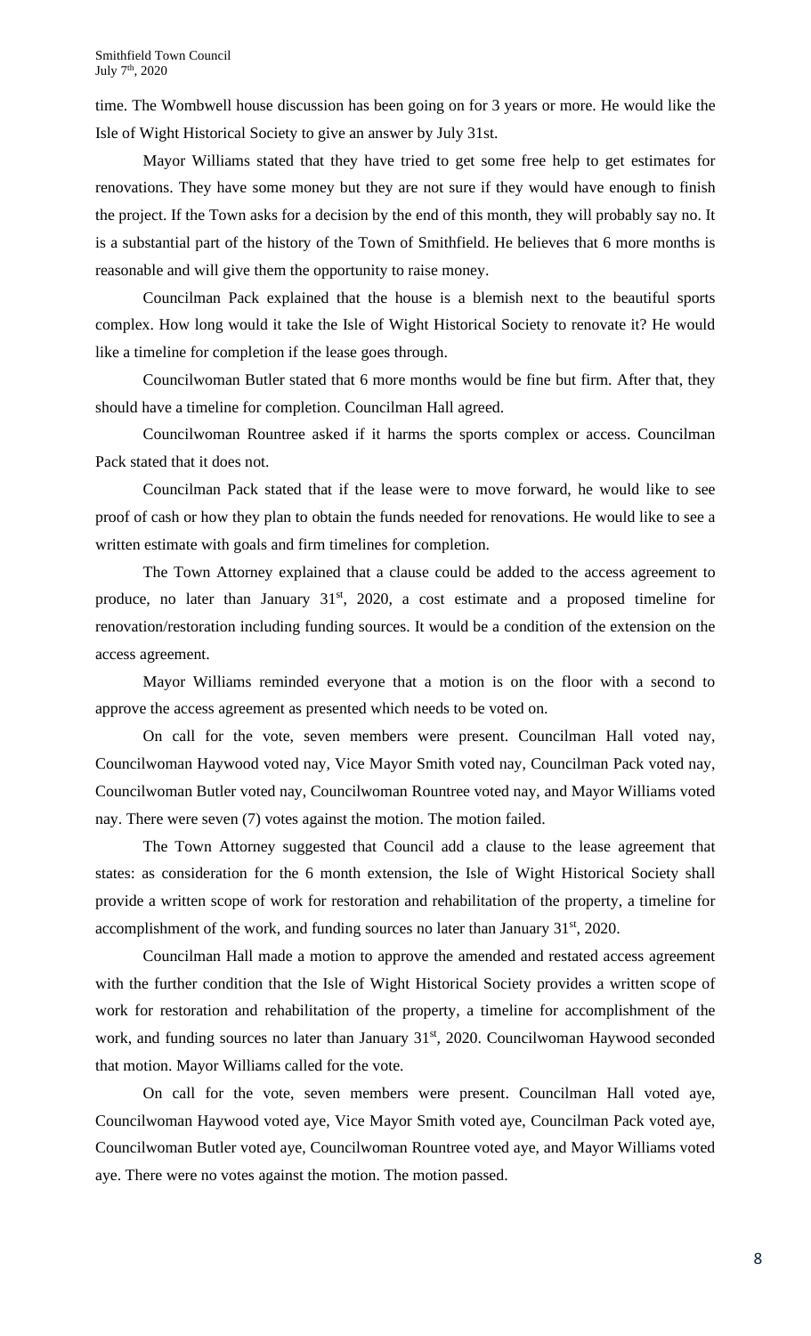time. The Wombwell house discussion has been going on for 3 years or more. He would like the Isle of Wight Historical Society to give an answer by July 31st.

Mayor Williams stated that they have tried to get some free help to get estimates for renovations. They have some money but they are not sure if they would have enough to finish the project. If the Town asks for a decision by the end of this month, they will probably say no. It is a substantial part of the history of the Town of Smithfield. He believes that 6 more months is reasonable and will give them the opportunity to raise money.

Councilman Pack explained that the house is a blemish next to the beautiful sports complex. How long would it take the Isle of Wight Historical Society to renovate it? He would like a timeline for completion if the lease goes through.

Councilwoman Butler stated that 6 more months would be fine but firm. After that, they should have a timeline for completion. Councilman Hall agreed.

Councilwoman Rountree asked if it harms the sports complex or access. Councilman Pack stated that it does not.

Councilman Pack stated that if the lease were to move forward, he would like to see proof of cash or how they plan to obtain the funds needed for renovations. He would like to see a written estimate with goals and firm timelines for completion.

The Town Attorney explained that a clause could be added to the access agreement to produce, no later than January 31st, 2020, a cost estimate and a proposed timeline for renovation/restoration including funding sources. It would be a condition of the extension on the access agreement.

Mayor Williams reminded everyone that a motion is on the floor with a second to approve the access agreement as presented which needs to be voted on.

On call for the vote, seven members were present. Councilman Hall voted nay, Councilwoman Haywood voted nay, Vice Mayor Smith voted nay, Councilman Pack voted nay, Councilwoman Butler voted nay, Councilwoman Rountree voted nay, and Mayor Williams voted nay. There were seven (7) votes against the motion. The motion failed.

The Town Attorney suggested that Council add a clause to the lease agreement that states: as consideration for the 6 month extension, the Isle of Wight Historical Society shall provide a written scope of work for restoration and rehabilitation of the property, a timeline for accomplishment of the work, and funding sources no later than January 31st, 2020.

Councilman Hall made a motion to approve the amended and restated access agreement with the further condition that the Isle of Wight Historical Society provides a written scope of work for restoration and rehabilitation of the property, a timeline for accomplishment of the work, and funding sources no later than January 31st, 2020. Councilwoman Haywood seconded that motion. Mayor Williams called for the vote.

On call for the vote, seven members were present. Councilman Hall voted aye, Councilwoman Haywood voted aye, Vice Mayor Smith voted aye, Councilman Pack voted aye, Councilwoman Butler voted aye, Councilwoman Rountree voted aye, and Mayor Williams voted aye. There were no votes against the motion. The motion passed.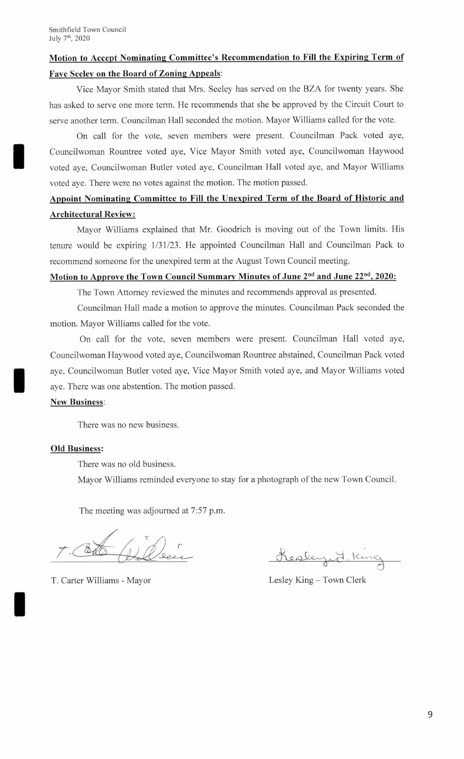**Motion to Accept Nominating Committee's Recommendation to Fill the Expiring Term of Faye Seeley on the Board of Zoning Appeals:**

Vice Mayor Smith stated that Mrs. Seeley has served on the BZA for twenty years. She has asked to serve one more term. He recommends that she be approved by the Circuit Court to serve another term. Councilman Hall seconded the motion. Mayor Williams called for the vote.

On call for the vote, seven members were present. Councilman Pack voted aye, Councilwoman Rountree voted aye, Vice Mayor Smith voted aye, Councilwoman Haywood voted aye, Councilwoman Butler voted aye, Councilman Hall voted aye, and Mayor Williams voted aye. There were no votes against the motion. The motion passed.

**Appoint Nominating Committee to Fill the Unexpired Term of the Board of Historic and Architectural Review:**

Mayor Williams explained that Mr. Goodrich is moving out of the Town limits. His tenure would be expiring 1/31/23. He appointed Councilman Hall and Councilman Pack to recommend someone for the unexpired term at the August Town Council meeting.

**Motion to Approve the Town Council Summary Minutes of June 2nd and June 22nd, 2020:**

The Town Attorney reviewed the minutes and recommends approval as presented.

Councilman Hall made a motion to approve the minutes. Councilman Pack seconded the motion. Mayor Williams called for the vote.

On call for the vote, seven members were present. Councilman Hall voted aye, Councilwoman Haywood voted aye, Councilwoman Rountree abstained, Councilman Pack voted aye, Councilwoman Butler voted aye, Vice Mayor Smith voted aye, and Mayor Williams voted aye. There was one abstention. The motion passed.

**New Business:**

There was no new business.

**Old Business:**

There was no old business.

Mayor Williams reminded everyone to stay for a photograph of the new Town Council.

The meeting was adjourned at 7:57 p.m.

T. Carter Williams - Mayor

Lesley King – Town Clerk